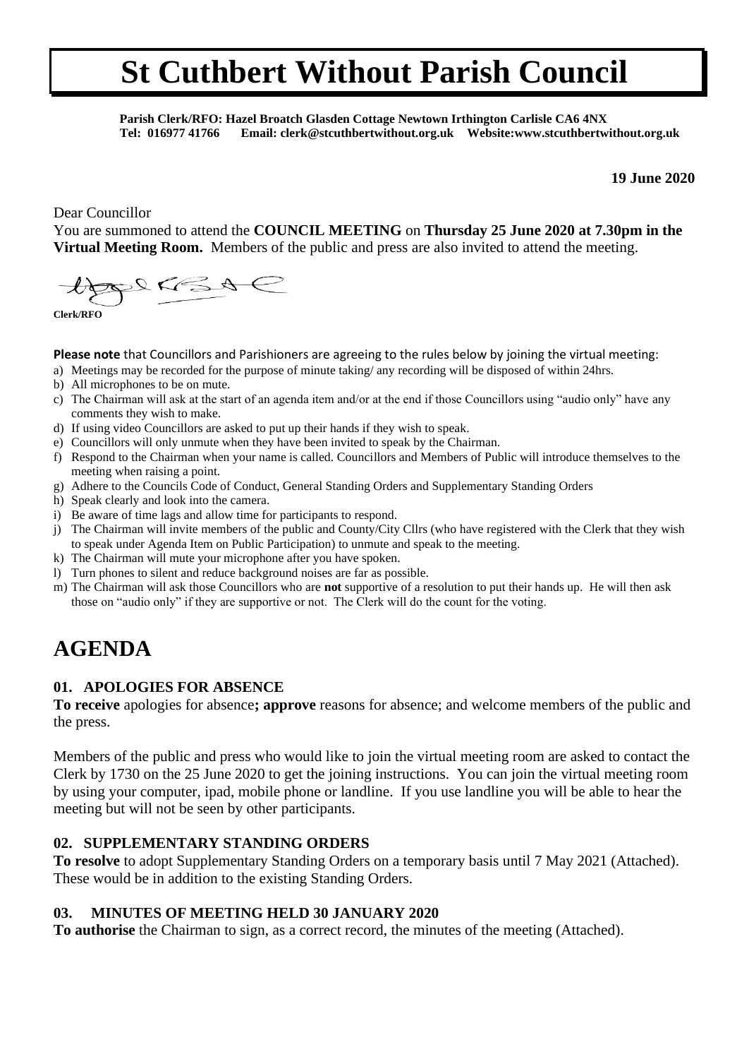# St Cuthbert Without Parish Council

**Parish Clerk/RFO: Hazel Broatch Glasden Cottage Newtown Irthington Carlisle CA6 4NX**
**Tel: 016977 41766 Email: clerk@stcuthbertwithout.org.uk Website:www.stcuthbertwithout.org.uk**

**19 June 2020**

Dear Councillor

You are summoned to attend the **COUNCIL MEETING** on **Thursday 25 June 2020 at 7.30pm in the Virtual Meeting Room.** Members of the public and press are also invited to attend the meeting.

**Clerk/RFO**

**Please note** that Councillors and Parishioners are agreeing to the rules below by joining the virtual meeting:

a) Meetings may be recorded for the purpose of minute taking/ any recording will be disposed of within 24hrs.
b) All microphones to be on mute.
c) The Chairman will ask at the start of an agenda item and/or at the end if those Councillors using "audio only" have any comments they wish to make.
d) If using video Councillors are asked to put up their hands if they wish to speak.
e) Councillors will only unmute when they have been invited to speak by the Chairman.
f) Respond to the Chairman when your name is called. Councillors and Members of Public will introduce themselves to the meeting when raising a point.
g) Adhere to the Councils Code of Conduct, General Standing Orders and Supplementary Standing Orders
h) Speak clearly and look into the camera.
i) Be aware of time lags and allow time for participants to respond.
j) The Chairman will invite members of the public and County/City Cllrs (who have registered with the Clerk that they wish to speak under Agenda Item on Public Participation) to unmute and speak to the meeting.
k) The Chairman will mute your microphone after you have spoken.
l) Turn phones to silent and reduce background noises are far as possible.
m) The Chairman will ask those Councillors who are **not** supportive of a resolution to put their hands up. He will then ask those on "audio only" if they are supportive or not. The Clerk will do the count for the voting.

# AGENDA

### 01. APOLOGIES FOR ABSENCE

**To receive** apologies for absence**; approve** reasons for absence; and welcome members of the public and the press.

Members of the public and press who would like to join the virtual meeting room are asked to contact the Clerk by 1730 on the 25 June 2020 to get the joining instructions. You can join the virtual meeting room by using your computer, ipad, mobile phone or landline. If you use landline you will be able to hear the meeting but will not be seen by other participants.

### 02. SUPPLEMENTARY STANDING ORDERS

**To resolve** to adopt Supplementary Standing Orders on a temporary basis until 7 May 2021 (Attached). These would be in addition to the existing Standing Orders.

### 03. MINUTES OF MEETING HELD 30 JANUARY 2020

**To authorise** the Chairman to sign, as a correct record, the minutes of the meeting (Attached).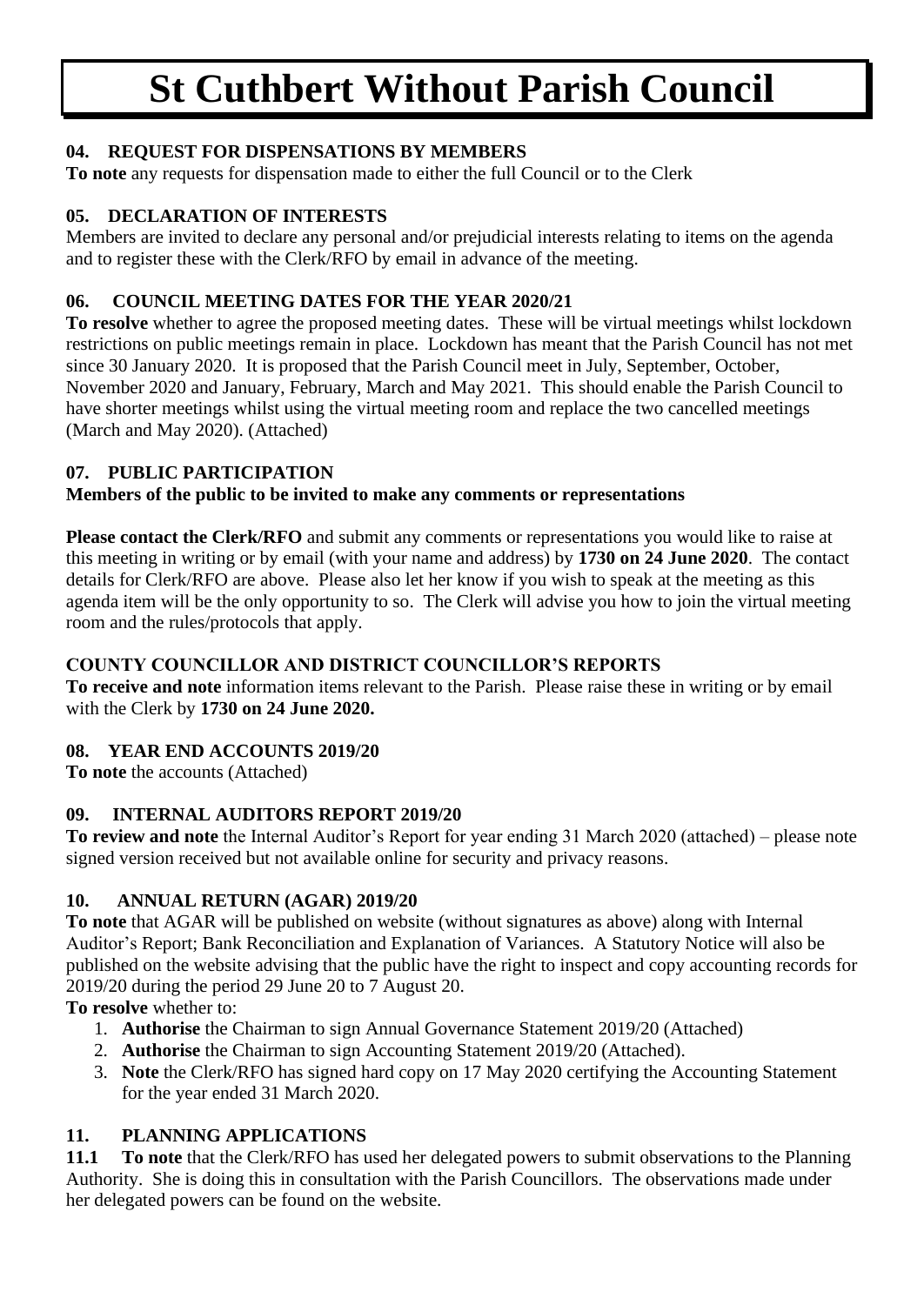# St Cuthbert Without Parish Council

### 04. REQUEST FOR DISPENSATIONS BY MEMBERS

**To note** any requests for dispensation made to either the full Council or to the Clerk

### 05. DECLARATION OF INTERESTS

Members are invited to declare any personal and/or prejudicial interests relating to items on the agenda and to register these with the Clerk/RFO by email in advance of the meeting.

### 06. COUNCIL MEETING DATES FOR THE YEAR 2020/21

**To resolve** whether to agree the proposed meeting dates. These will be virtual meetings whilst lockdown restrictions on public meetings remain in place. Lockdown has meant that the Parish Council has not met since 30 January 2020. It is proposed that the Parish Council meet in July, September, October, November 2020 and January, February, March and May 2021. This should enable the Parish Council to have shorter meetings whilst using the virtual meeting room and replace the two cancelled meetings (March and May 2020). (Attached)

### 07. PUBLIC PARTICIPATION

**Members of the public to be invited to make any comments or representations**

**Please contact the Clerk/RFO** and submit any comments or representations you would like to raise at this meeting in writing or by email (with your name and address) by **1730 on 24 June 2020**. The contact details for Clerk/RFO are above. Please also let her know if you wish to speak at the meeting as this agenda item will be the only opportunity to so. The Clerk will advise you how to join the virtual meeting room and the rules/protocols that apply.

### COUNTY COUNCILLOR AND DISTRICT COUNCILLOR'S REPORTS

**To receive and note** information items relevant to the Parish. Please raise these in writing or by email with the Clerk by **1730 on 24 June 2020.**

### 08. YEAR END ACCOUNTS 2019/20

**To note** the accounts (Attached)

### 09. INTERNAL AUDITORS REPORT 2019/20

**To review and note** the Internal Auditor's Report for year ending 31 March 2020 (attached) – please note signed version received but not available online for security and privacy reasons.

### 10. ANNUAL RETURN (AGAR) 2019/20

**To note** that AGAR will be published on website (without signatures as above) along with Internal Auditor's Report; Bank Reconciliation and Explanation of Variances. A Statutory Notice will also be published on the website advising that the public have the right to inspect and copy accounting records for 2019/20 during the period 29 June 20 to 7 August 20.

**To resolve** whether to:

1. **Authorise** the Chairman to sign Annual Governance Statement 2019/20 (Attached)
2. **Authorise** the Chairman to sign Accounting Statement 2019/20 (Attached).
3. **Note** the Clerk/RFO has signed hard copy on 17 May 2020 certifying the Accounting Statement for the year ended 31 March 2020.

### 11. PLANNING APPLICATIONS

**11.1 To note** that the Clerk/RFO has used her delegated powers to submit observations to the Planning Authority. She is doing this in consultation with the Parish Councillors. The observations made under her delegated powers can be found on the website.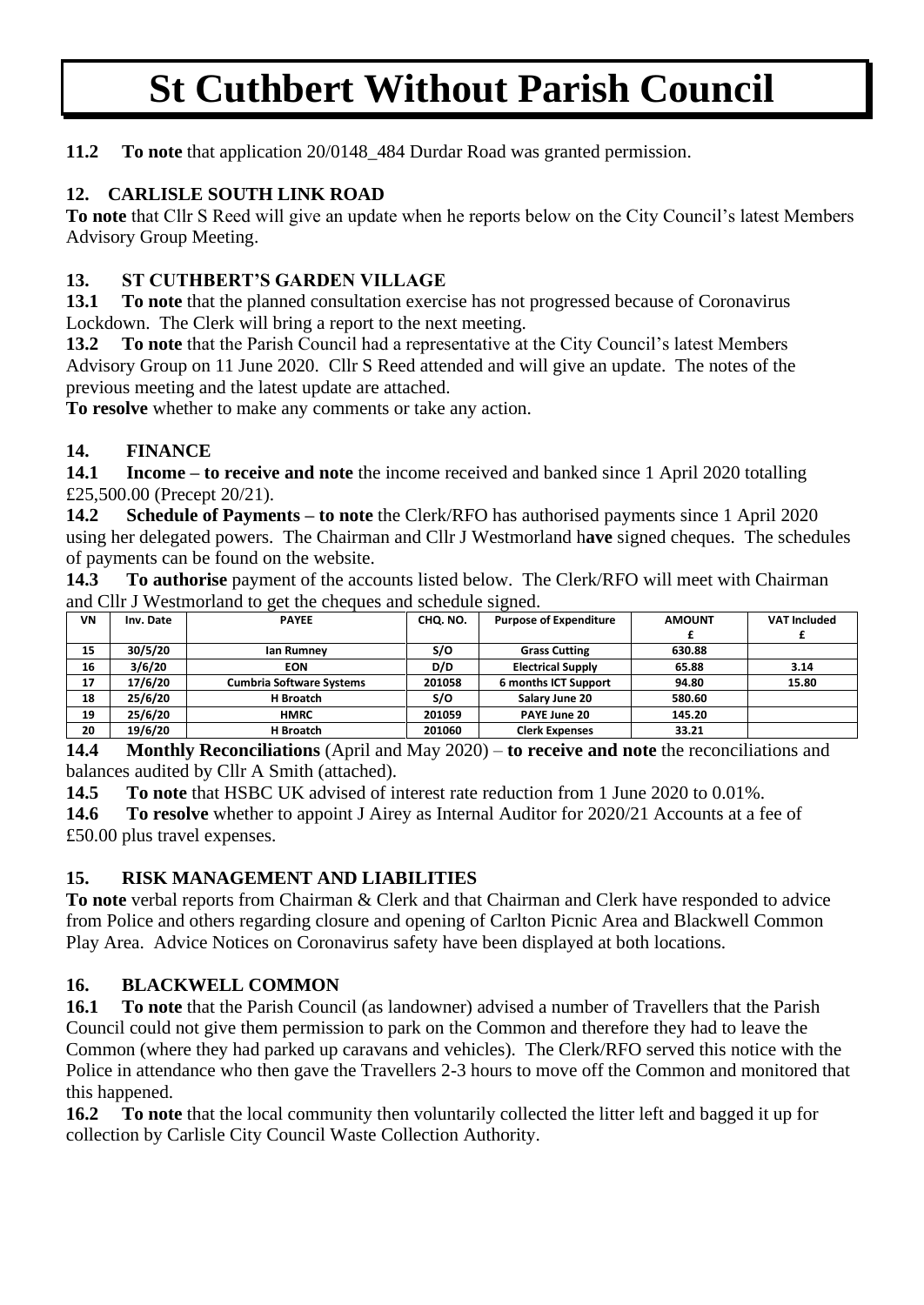# St Cuthbert Without Parish Council

**11.2 To note** that application 20/0148_484 Durdar Road was granted permission.

### 12. CARLISLE SOUTH LINK ROAD

**To note** that Cllr S Reed will give an update when he reports below on the City Council's latest Members Advisory Group Meeting.

### 13. ST CUTHBERT'S GARDEN VILLAGE

**13.1 To note** that the planned consultation exercise has not progressed because of Coronavirus Lockdown. The Clerk will bring a report to the next meeting.

**13.2 To note** that the Parish Council had a representative at the City Council's latest Members Advisory Group on 11 June 2020. Cllr S Reed attended and will give an update. The notes of the previous meeting and the latest update are attached.

**To resolve** whether to make any comments or take any action.

### 14. FINANCE

**14.1 Income – to receive and note** the income received and banked since 1 April 2020 totalling £25,500.00 (Precept 20/21).

**14.2 Schedule of Payments – to note** the Clerk/RFO has authorised payments since 1 April 2020 using her delegated powers. The Chairman and Cllr J Westmorland h**ave** signed cheques. The schedules of payments can be found on the website.

**14.3 To authorise** payment of the accounts listed below. The Clerk/RFO will meet with Chairman and Cllr J Westmorland to get the cheques and schedule signed.

| VN | Inv. Date | PAYEE | CHQ. NO. | Purpose of Expenditure | AMOUNT £ | VAT Included £ |
|---|---|---|---|---|---|---|
| 15 | 30/5/20 | Ian Rumney | S/O | Grass Cutting | 630.88 | |
| 16 | 3/6/20 | EON | D/D | Electrical Supply | 65.88 | 3.14 |
| 17 | 17/6/20 | Cumbria Software Systems | 201058 | 6 months ICT Support | 94.80 | 15.80 |
| 18 | 25/6/20 | H Broatch | S/O | Salary June 20 | 580.60 | |
| 19 | 25/6/20 | HMRC | 201059 | PAYE June 20 | 145.20 | |
| 20 | 19/6/20 | H Broatch | 201060 | Clerk Expenses | 33.21 | |

**14.4 Monthly Reconciliations** (April and May 2020) – **to receive and note** the reconciliations and balances audited by Cllr A Smith (attached).

**14.5 To note** that HSBC UK advised of interest rate reduction from 1 June 2020 to 0.01%.

**14.6 To resolve** whether to appoint J Airey as Internal Auditor for 2020/21 Accounts at a fee of £50.00 plus travel expenses.

### 15. RISK MANAGEMENT AND LIABILITIES

**To note** verbal reports from Chairman & Clerk and that Chairman and Clerk have responded to advice from Police and others regarding closure and opening of Carlton Picnic Area and Blackwell Common Play Area. Advice Notices on Coronavirus safety have been displayed at both locations.

### 16. BLACKWELL COMMON

**16.1 To note** that the Parish Council (as landowner) advised a number of Travellers that the Parish Council could not give them permission to park on the Common and therefore they had to leave the Common (where they had parked up caravans and vehicles). The Clerk/RFO served this notice with the Police in attendance who then gave the Travellers 2-3 hours to move off the Common and monitored that this happened.

**16.2 To note** that the local community then voluntarily collected the litter left and bagged it up for collection by Carlisle City Council Waste Collection Authority.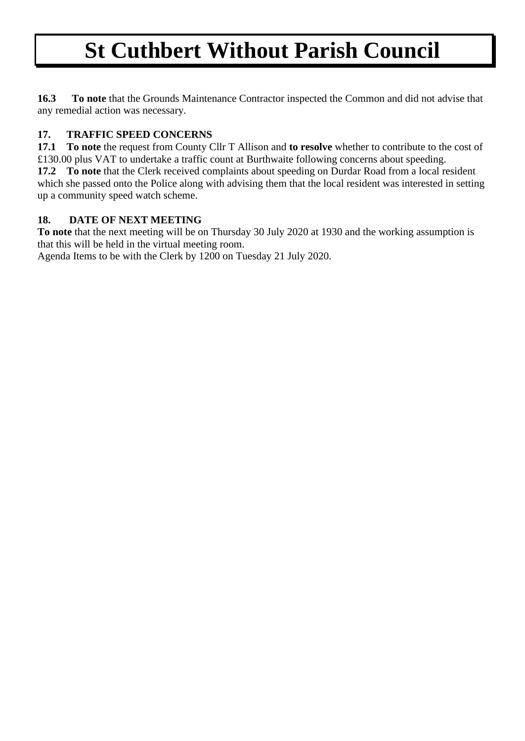# St Cuthbert Without Parish Council

**16.3 To note** that the Grounds Maintenance Contractor inspected the Common and did not advise that any remedial action was necessary.

**17. TRAFFIC SPEED CONCERNS**

**17.1 To note** the request from County Cllr T Allison and **to resolve** whether to contribute to the cost of £130.00 plus VAT to undertake a traffic count at Burthwaite following concerns about speeding.

**17.2 To note** that the Clerk received complaints about speeding on Durdar Road from a local resident which she passed onto the Police along with advising them that the local resident was interested in setting up a community speed watch scheme.

**18. DATE OF NEXT MEETING**

**To note** that the next meeting will be on Thursday 30 July 2020 at 1930 and the working assumption is that this will be held in the virtual meeting room.

Agenda Items to be with the Clerk by 1200 on Tuesday 21 July 2020.